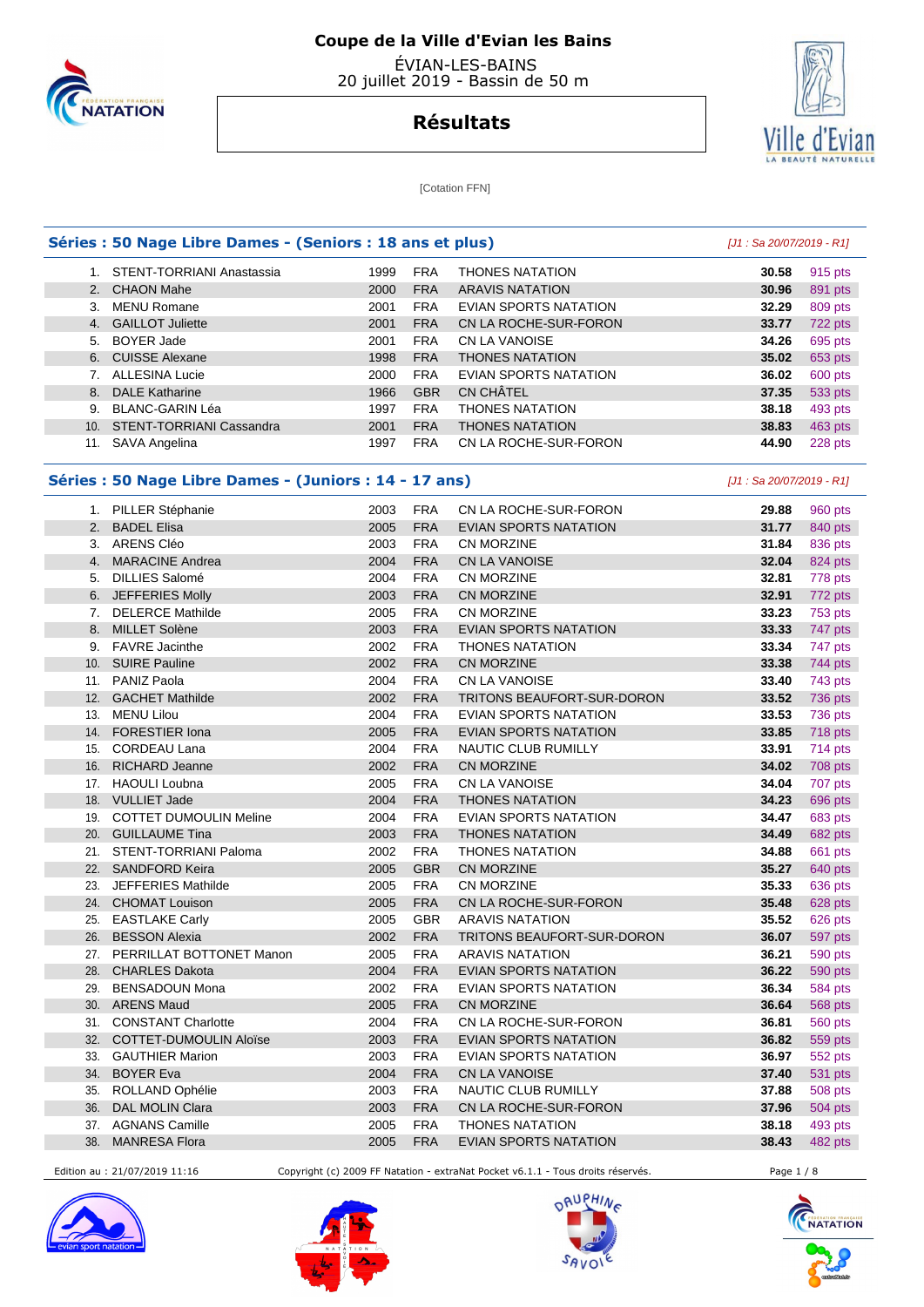# Coupe de la Ville d'Evian les Bains

ÉVIAN-LES-BAINS
20 juillet 2019 - Bassin de 50 m

## Résultats

[Cotation FFN]

### Séries : 50 Nage Libre Dames - (Seniors : 18 ans et plus)

*[J1 : Sa 20/07/2019 - R1]*

| | | | | | | |
|---|---|---|---|---|---|---|
| 1. | STENT-TORRIANI Anastassia | 1999 | FRA | THONES NATATION | **30.58** | 915 pts |
| 2. | CHAON Mahe | 2000 | FRA | ARAVIS NATATION | **30.96** | 891 pts |
| 3. | MENU Romane | 2001 | FRA | EVIAN SPORTS NATATION | **32.29** | 809 pts |
| 4. | GAILLOT Juliette | 2001 | FRA | CN LA ROCHE-SUR-FORON | **33.77** | 722 pts |
| 5. | BOYER Jade | 2001 | FRA | CN LA VANOISE | **34.26** | 695 pts |
| 6. | CUISSE Alexane | 1998 | FRA | THONES NATATION | **35.02** | 653 pts |
| 7. | ALLESINA Lucie | 2000 | FRA | EVIAN SPORTS NATATION | **36.02** | 600 pts |
| 8. | DALE Katharine | 1966 | GBR | CN CHÂTEL | **37.35** | 533 pts |
| 9. | BLANC-GARIN Léa | 1997 | FRA | THONES NATATION | **38.18** | 493 pts |
| 10. | STENT-TORRIANI Cassandra | 2001 | FRA | THONES NATATION | **38.83** | 463 pts |
| 11. | SAVA Angelina | 1997 | FRA | CN LA ROCHE-SUR-FORON | **44.90** | 228 pts |

### Séries : 50 Nage Libre Dames - (Juniors : 14 - 17 ans)

*[J1 : Sa 20/07/2019 - R1]*

| | | | | | | |
|---|---|---|---|---|---|---|
| 1. | PILLER Stéphanie | 2003 | FRA | CN LA ROCHE-SUR-FORON | **29.88** | 960 pts |
| 2. | BADEL Elisa | 2005 | FRA | EVIAN SPORTS NATATION | **31.77** | 840 pts |
| 3. | ARENS Cléo | 2003 | FRA | CN MORZINE | **31.84** | 836 pts |
| 4. | MARACINE Andrea | 2004 | FRA | CN LA VANOISE | **32.04** | 824 pts |
| 5. | DILLIES Salomé | 2004 | FRA | CN MORZINE | **32.81** | 778 pts |
| 6. | JEFFERIES Molly | 2003 | FRA | CN MORZINE | **32.91** | 772 pts |
| 7. | DELERCE Mathilde | 2005 | FRA | CN MORZINE | **33.23** | 753 pts |
| 8. | MILLET Solène | 2003 | FRA | EVIAN SPORTS NATATION | **33.33** | 747 pts |
| 9. | FAVRE Jacinthe | 2002 | FRA | THONES NATATION | **33.34** | 747 pts |
| 10. | SUIRE Pauline | 2002 | FRA | CN MORZINE | **33.38** | 744 pts |
| 11. | PANIZ Paola | 2004 | FRA | CN LA VANOISE | **33.40** | 743 pts |
| 12. | GACHET Mathilde | 2002 | FRA | TRITONS BEAUFORT-SUR-DORON | **33.52** | 736 pts |
| 13. | MENU Lilou | 2004 | FRA | EVIAN SPORTS NATATION | **33.53** | 736 pts |
| 14. | FORESTIER Iona | 2005 | FRA | EVIAN SPORTS NATATION | **33.85** | 718 pts |
| 15. | CORDEAU Lana | 2004 | FRA | NAUTIC CLUB RUMILLY | **33.91** | 714 pts |
| 16. | RICHARD Jeanne | 2002 | FRA | CN MORZINE | **34.02** | 708 pts |
| 17. | HAOULI Loubna | 2005 | FRA | CN LA VANOISE | **34.04** | 707 pts |
| 18. | VULLIET Jade | 2004 | FRA | THONES NATATION | **34.23** | 696 pts |
| 19. | COTTET DUMOULIN Meline | 2004 | FRA | EVIAN SPORTS NATATION | **34.47** | 683 pts |
| 20. | GUILLAUME Tina | 2003 | FRA | THONES NATATION | **34.49** | 682 pts |
| 21. | STENT-TORRIANI Paloma | 2002 | FRA | THONES NATATION | **34.88** | 661 pts |
| 22. | SANDFORD Keira | 2005 | GBR | CN MORZINE | **35.27** | 640 pts |
| 23. | JEFFERIES Mathilde | 2005 | FRA | CN MORZINE | **35.33** | 636 pts |
| 24. | CHOMAT Louison | 2005 | FRA | CN LA ROCHE-SUR-FORON | **35.48** | 628 pts |
| 25. | EASTLAKE Carly | 2005 | GBR | ARAVIS NATATION | **35.52** | 626 pts |
| 26. | BESSON Alexia | 2002 | FRA | TRITONS BEAUFORT-SUR-DORON | **36.07** | 597 pts |
| 27. | PERRILLAT BOTTONET Manon | 2005 | FRA | ARAVIS NATATION | **36.21** | 590 pts |
| 28. | CHARLES Dakota | 2004 | FRA | EVIAN SPORTS NATATION | **36.22** | 590 pts |
| 29. | BENSADOUN Mona | 2002 | FRA | EVIAN SPORTS NATATION | **36.34** | 584 pts |
| 30. | ARENS Maud | 2005 | FRA | CN MORZINE | **36.64** | 568 pts |
| 31. | CONSTANT Charlotte | 2004 | FRA | CN LA ROCHE-SUR-FORON | **36.81** | 560 pts |
| 32. | COTTET-DUMOULIN Aloïse | 2003 | FRA | EVIAN SPORTS NATATION | **36.82** | 559 pts |
| 33. | GAUTHIER Marion | 2003 | FRA | EVIAN SPORTS NATATION | **36.97** | 552 pts |
| 34. | BOYER Eva | 2004 | FRA | CN LA VANOISE | **37.40** | 531 pts |
| 35. | ROLLAND Ophélie | 2003 | FRA | NAUTIC CLUB RUMILLY | **37.88** | 508 pts |
| 36. | DAL MOLIN Clara | 2003 | FRA | CN LA ROCHE-SUR-FORON | **37.96** | 504 pts |
| 37. | AGNANS Camille | 2005 | FRA | THONES NATATION | **38.18** | 493 pts |
| 38. | MANRESA Flora | 2005 | FRA | EVIAN SPORTS NATATION | **38.43** | 482 pts |

Edition au : 21/07/2019 11:16 Copyright (c) 2009 FF Natation - extraNat Pocket v6.1.1 - Tous droits réservés.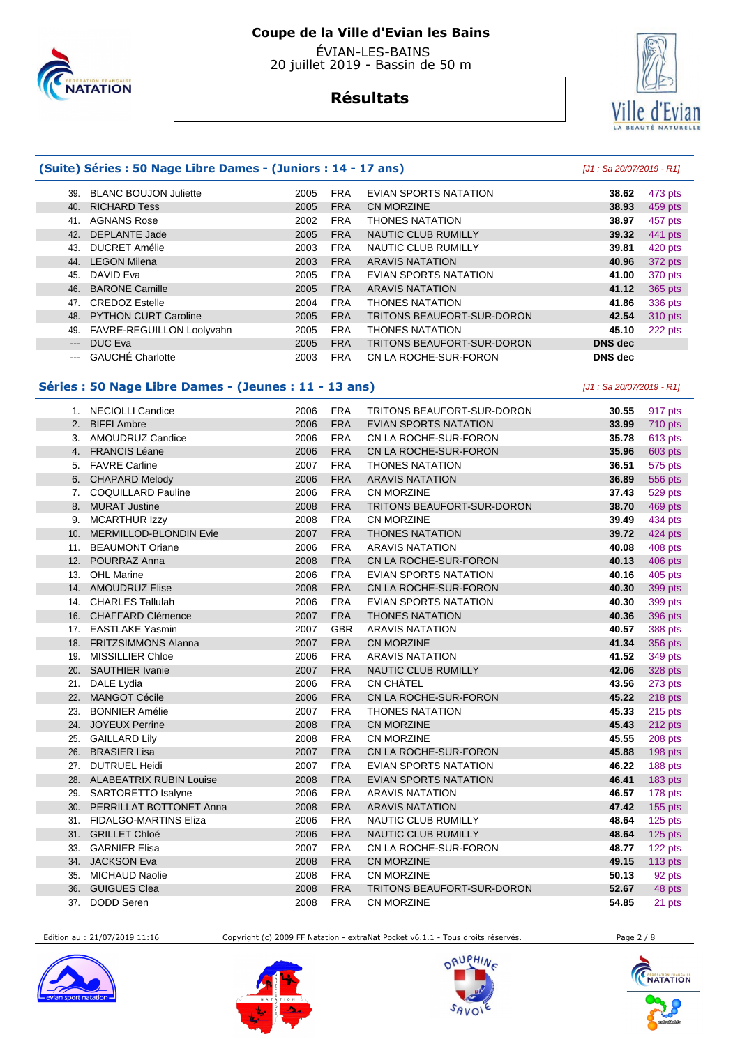# Coupe de la Ville d'Evian les Bains

ÉVIAN-LES-BAINS
20 juillet 2019 - Bassin de 50 m

## Résultats

### (Suite) Séries : 50 Nage Libre Dames - (Juniors : 14 - 17 ans)

*[J1 : Sa 20/07/2019 - R1]*

| | | | | | | |
|---|---|---|---|---|---|---|
| 39. | BLANC BOUJON Juliette | 2005 | FRA | EVIAN SPORTS NATATION | **38.62** | 473 pts |
| 40. | RICHARD Tess | 2005 | FRA | CN MORZINE | **38.93** | 459 pts |
| 41. | AGNANS Rose | 2002 | FRA | THONES NATATION | **38.97** | 457 pts |
| 42. | DEPLANTE Jade | 2005 | FRA | NAUTIC CLUB RUMILLY | **39.32** | 441 pts |
| 43. | DUCRET Amélie | 2003 | FRA | NAUTIC CLUB RUMILLY | **39.81** | 420 pts |
| 44. | LEGON Milena | 2003 | FRA | ARAVIS NATATION | **40.96** | 372 pts |
| 45. | DAVID Eva | 2005 | FRA | EVIAN SPORTS NATATION | **41.00** | 370 pts |
| 46. | BARONE Camille | 2005 | FRA | ARAVIS NATATION | **41.12** | 365 pts |
| 47. | CREDOZ Estelle | 2004 | FRA | THONES NATATION | **41.86** | 336 pts |
| 48. | PYTHON CURT Caroline | 2005 | FRA | TRITONS BEAUFORT-SUR-DORON | **42.54** | 310 pts |
| 49. | FAVRE-REGUILLON Loolyvahn | 2005 | FRA | THONES NATATION | **45.10** | 222 pts |
| --- | DUC Eva | 2005 | FRA | TRITONS BEAUFORT-SUR-DORON | **DNS dec** | |
| --- | GAUCHÉ Charlotte | 2003 | FRA | CN LA ROCHE-SUR-FORON | **DNS dec** | |

### Séries : 50 Nage Libre Dames - (Jeunes : 11 - 13 ans)

*[J1 : Sa 20/07/2019 - R1]*

| | | | | | | |
|---|---|---|---|---|---|---|
| 1. | NECIOLLI Candice | 2006 | FRA | TRITONS BEAUFORT-SUR-DORON | **30.55** | 917 pts |
| 2. | BIFFI Ambre | 2006 | FRA | EVIAN SPORTS NATATION | **33.99** | 710 pts |
| 3. | AMOUDRUZ Candice | 2006 | FRA | CN LA ROCHE-SUR-FORON | **35.78** | 613 pts |
| 4. | FRANCIS Léane | 2006 | FRA | CN LA ROCHE-SUR-FORON | **35.96** | 603 pts |
| 5. | FAVRE Carline | 2007 | FRA | THONES NATATION | **36.51** | 575 pts |
| 6. | CHAPARD Melody | 2006 | FRA | ARAVIS NATATION | **36.89** | 556 pts |
| 7. | COQUILLARD Pauline | 2006 | FRA | CN MORZINE | **37.43** | 529 pts |
| 8. | MURAT Justine | 2008 | FRA | TRITONS BEAUFORT-SUR-DORON | **38.70** | 469 pts |
| 9. | MCARTHUR Izzy | 2008 | FRA | CN MORZINE | **39.49** | 434 pts |
| 10. | MERMILLOD-BLONDIN Evie | 2007 | FRA | THONES NATATION | **39.72** | 424 pts |
| 11. | BEAUMONT Oriane | 2006 | FRA | ARAVIS NATATION | **40.08** | 408 pts |
| 12. | POURRAZ Anna | 2008 | FRA | CN LA ROCHE-SUR-FORON | **40.13** | 406 pts |
| 13. | OHL Marine | 2006 | FRA | EVIAN SPORTS NATATION | **40.16** | 405 pts |
| 14. | AMOUDRUZ Elise | 2008 | FRA | CN LA ROCHE-SUR-FORON | **40.30** | 399 pts |
| 14. | CHARLES Tallulah | 2006 | FRA | EVIAN SPORTS NATATION | **40.30** | 399 pts |
| 16. | CHAFFARD Clémence | 2007 | FRA | THONES NATATION | **40.36** | 396 pts |
| 17. | EASTLAKE Yasmin | 2007 | GBR | ARAVIS NATATION | **40.57** | 388 pts |
| 18. | FRITZSIMMONS Alanna | 2007 | FRA | CN MORZINE | **41.34** | 356 pts |
| 19. | MISSILLIER Chloe | 2006 | FRA | ARAVIS NATATION | **41.52** | 349 pts |
| 20. | SAUTHIER Ivanie | 2007 | FRA | NAUTIC CLUB RUMILLY | **42.06** | 328 pts |
| 21. | DALE Lydia | 2006 | FRA | CN CHÂTEL | **43.56** | 273 pts |
| 22. | MANGOT Cécile | 2006 | FRA | CN LA ROCHE-SUR-FORON | **45.22** | 218 pts |
| 23. | BONNIER Amélie | 2007 | FRA | THONES NATATION | **45.33** | 215 pts |
| 24. | JOYEUX Perrine | 2008 | FRA | CN MORZINE | **45.43** | 212 pts |
| 25. | GAILLARD Lily | 2008 | FRA | CN MORZINE | **45.55** | 208 pts |
| 26. | BRASIER Lisa | 2007 | FRA | CN LA ROCHE-SUR-FORON | **45.88** | 198 pts |
| 27. | DUTRUEL Heidi | 2007 | FRA | EVIAN SPORTS NATATION | **46.22** | 188 pts |
| 28. | ALABEATRIX RUBIN Louise | 2008 | FRA | EVIAN SPORTS NATATION | **46.41** | 183 pts |
| 29. | SARTORETTO Isalyne | 2006 | FRA | ARAVIS NATATION | **46.57** | 178 pts |
| 30. | PERRILLAT BOTTONET Anna | 2008 | FRA | ARAVIS NATATION | **47.42** | 155 pts |
| 31. | FIDALGO-MARTINS Eliza | 2006 | FRA | NAUTIC CLUB RUMILLY | **48.64** | 125 pts |
| 31. | GRILLET Chloé | 2006 | FRA | NAUTIC CLUB RUMILLY | **48.64** | 125 pts |
| 33. | GARNIER Elisa | 2007 | FRA | CN LA ROCHE-SUR-FORON | **48.77** | 122 pts |
| 34. | JACKSON Eva | 2008 | FRA | CN MORZINE | **49.15** | 113 pts |
| 35. | MICHAUD Naolie | 2008 | FRA | CN MORZINE | **50.13** | 92 pts |
| 36. | GUIGUES Clea | 2008 | FRA | TRITONS BEAUFORT-SUR-DORON | **52.67** | 48 pts |
| 37. | DODD Seren | 2008 | FRA | CN MORZINE | **54.85** | 21 pts |

Edition au : 21/07/2019 11:16 — Copyright (c) 2009 FF Natation - extraNat Pocket v6.1.1 - Tous droits réservés.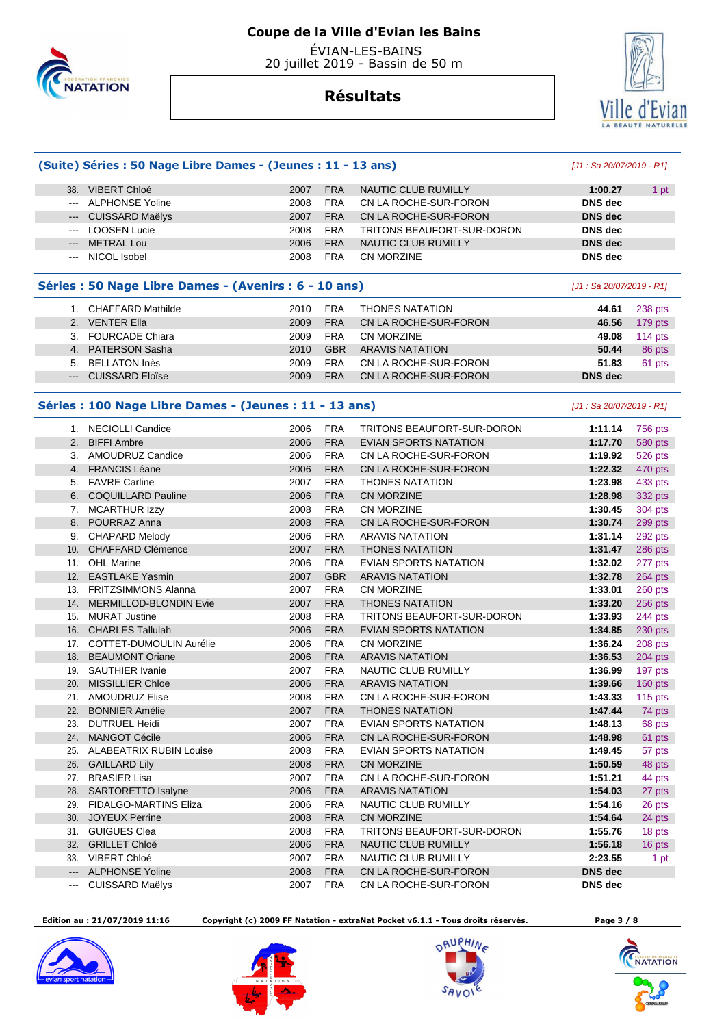# Coupe de la Ville d'Evian les Bains

ÉVIAN-LES-BAINS
20 juillet 2019 - Bassin de 50 m

## Résultats

### (Suite) Séries : 50 Nage Libre Dames - (Jeunes : 11 - 13 ans)

[J1 : Sa 20/07/2019 - R1]

| | | | | | | |
|---|---|---|---|---|---|---|
| 38. | VIBERT Chloé | 2007 | FRA | NAUTIC CLUB RUMILLY | 1:00.27 | 1 pt |
| --- | ALPHONSE Yoline | 2008 | FRA | CN LA ROCHE-SUR-FORON | DNS dec | |
| --- | CUISSARD Maëlys | 2007 | FRA | CN LA ROCHE-SUR-FORON | DNS dec | |
| --- | LOOSEN Lucie | 2008 | FRA | TRITONS BEAUFORT-SUR-DORON | DNS dec | |
| --- | METRAL Lou | 2006 | FRA | NAUTIC CLUB RUMILLY | DNS dec | |
| --- | NICOL Isobel | 2008 | FRA | CN MORZINE | DNS dec | |

### Séries : 50 Nage Libre Dames - (Avenirs : 6 - 10 ans)

[J1 : Sa 20/07/2019 - R1]

| | | | | | | |
|---|---|---|---|---|---|---|
| 1. | CHAFFARD Mathilde | 2010 | FRA | THONES NATATION | 44.61 | 238 pts |
| 2. | VENTER Ella | 2009 | FRA | CN LA ROCHE-SUR-FORON | 46.56 | 179 pts |
| 3. | FOURCADE Chiara | 2009 | FRA | CN MORZINE | 49.08 | 114 pts |
| 4. | PATERSON Sasha | 2010 | GBR | ARAVIS NATATION | 50.44 | 86 pts |
| 5. | BELLATON Inès | 2009 | FRA | CN LA ROCHE-SUR-FORON | 51.83 | 61 pts |
| --- | CUISSARD Eloïse | 2009 | FRA | CN LA ROCHE-SUR-FORON | DNS dec | |

### Séries : 100 Nage Libre Dames - (Jeunes : 11 - 13 ans)

[J1 : Sa 20/07/2019 - R1]

| | | | | | | |
|---|---|---|---|---|---|---|
| 1. | NECIOLLI Candice | 2006 | FRA | TRITONS BEAUFORT-SUR-DORON | 1:11.14 | 756 pts |
| 2. | BIFFI Ambre | 2006 | FRA | EVIAN SPORTS NATATION | 1:17.70 | 580 pts |
| 3. | AMOUDRUZ Candice | 2006 | FRA | CN LA ROCHE-SUR-FORON | 1:19.92 | 526 pts |
| 4. | FRANCIS Léane | 2006 | FRA | CN LA ROCHE-SUR-FORON | 1:22.32 | 470 pts |
| 5. | FAVRE Carline | 2007 | FRA | THONES NATATION | 1:23.98 | 433 pts |
| 6. | COQUILLARD Pauline | 2006 | FRA | CN MORZINE | 1:28.98 | 332 pts |
| 7. | MCARTHUR Izzy | 2008 | FRA | CN MORZINE | 1:30.45 | 304 pts |
| 8. | POURRAZ Anna | 2008 | FRA | CN LA ROCHE-SUR-FORON | 1:30.74 | 299 pts |
| 9. | CHAPARD Melody | 2006 | FRA | ARAVIS NATATION | 1:31.14 | 292 pts |
| 10. | CHAFFARD Clémence | 2007 | FRA | THONES NATATION | 1:31.47 | 286 pts |
| 11. | OHL Marine | 2006 | FRA | EVIAN SPORTS NATATION | 1:32.02 | 277 pts |
| 12. | EASTLAKE Yasmin | 2007 | GBR | ARAVIS NATATION | 1:32.78 | 264 pts |
| 13. | FRITZSIMMONS Alanna | 2007 | FRA | CN MORZINE | 1:33.01 | 260 pts |
| 14. | MERMILLOD-BLONDIN Evie | 2007 | FRA | THONES NATATION | 1:33.20 | 256 pts |
| 15. | MURAT Justine | 2008 | FRA | TRITONS BEAUFORT-SUR-DORON | 1:33.93 | 244 pts |
| 16. | CHARLES Tallulah | 2006 | FRA | EVIAN SPORTS NATATION | 1:34.85 | 230 pts |
| 17. | COTTET-DUMOULIN Aurélie | 2006 | FRA | CN MORZINE | 1:36.24 | 208 pts |
| 18. | BEAUMONT Oriane | 2006 | FRA | ARAVIS NATATION | 1:36.53 | 204 pts |
| 19. | SAUTHIER Ivanie | 2007 | FRA | NAUTIC CLUB RUMILLY | 1:36.99 | 197 pts |
| 20. | MISSILLIER Chloe | 2006 | FRA | ARAVIS NATATION | 1:39.66 | 160 pts |
| 21. | AMOUDRUZ Elise | 2008 | FRA | CN LA ROCHE-SUR-FORON | 1:43.33 | 115 pts |
| 22. | BONNIER Amélie | 2007 | FRA | THONES NATATION | 1:47.44 | 74 pts |
| 23. | DUTRUEL Heidi | 2007 | FRA | EVIAN SPORTS NATATION | 1:48.13 | 68 pts |
| 24. | MANGOT Cécile | 2006 | FRA | CN LA ROCHE-SUR-FORON | 1:48.98 | 61 pts |
| 25. | ALABEATRIX RUBIN Louise | 2008 | FRA | EVIAN SPORTS NATATION | 1:49.45 | 57 pts |
| 26. | GAILLARD Lily | 2008 | FRA | CN MORZINE | 1:50.59 | 48 pts |
| 27. | BRASIER Lisa | 2007 | FRA | CN LA ROCHE-SUR-FORON | 1:51.21 | 44 pts |
| 28. | SARTORETTO Isalyne | 2006 | FRA | ARAVIS NATATION | 1:54.03 | 27 pts |
| 29. | FIDALGO-MARTINS Eliza | 2006 | FRA | NAUTIC CLUB RUMILLY | 1:54.16 | 26 pts |
| 30. | JOYEUX Perrine | 2008 | FRA | CN MORZINE | 1:54.64 | 24 pts |
| 31. | GUIGUES Clea | 2008 | FRA | TRITONS BEAUFORT-SUR-DORON | 1:55.76 | 18 pts |
| 32. | GRILLET Chloé | 2006 | FRA | NAUTIC CLUB RUMILLY | 1:56.18 | 16 pts |
| 33. | VIBERT Chloé | 2007 | FRA | NAUTIC CLUB RUMILLY | 2:23.55 | 1 pt |
| --- | ALPHONSE Yoline | 2008 | FRA | CN LA ROCHE-SUR-FORON | DNS dec | |
| --- | CUISSARD Maëlys | 2007 | FRA | CN LA ROCHE-SUR-FORON | DNS dec | |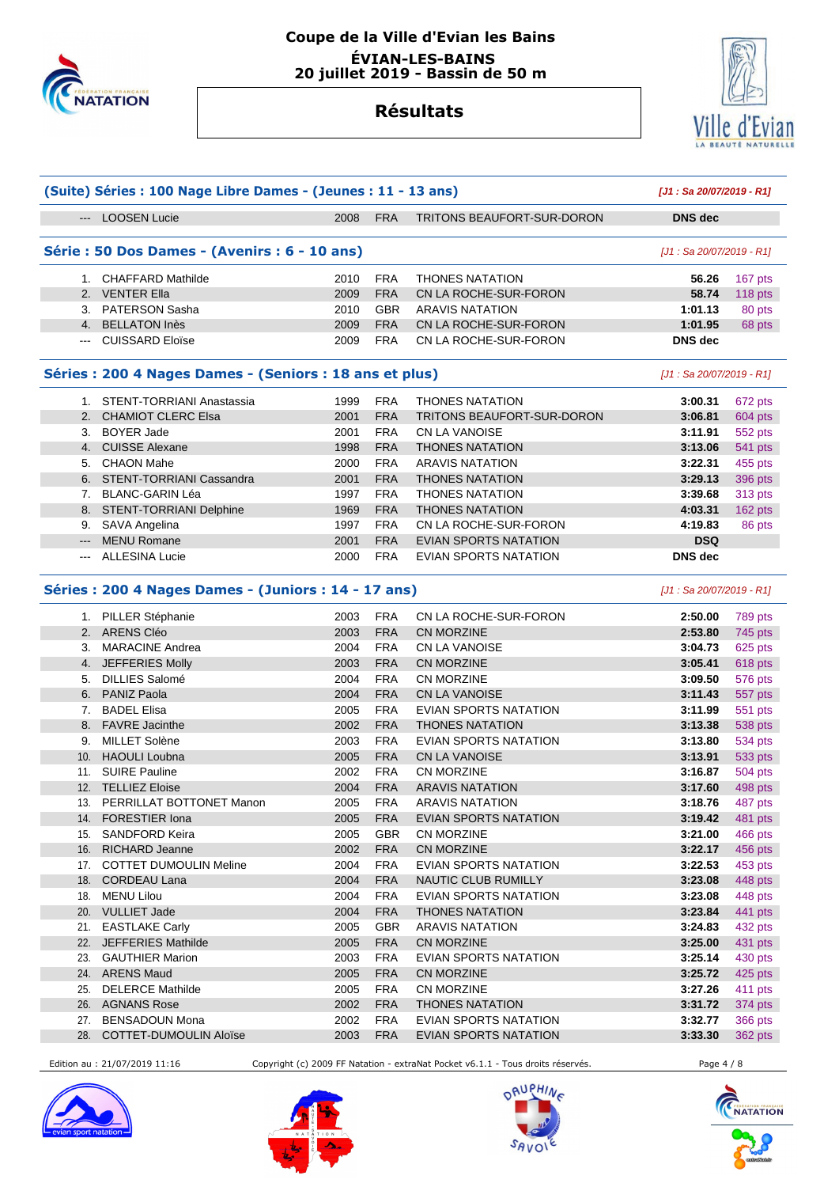**Coupe de la Ville d'Evian les Bains**
**ÉVIAN-LES-BAINS**
**20 juillet 2019 - Bassin de 50 m**

## Résultats

### (Suite) Séries : 100 Nage Libre Dames - (Jeunes : 11 - 13 ans)

*[J1 : Sa 20/07/2019 - R1]*

| | | | | | | |
|---|---|---|---|---|---|---|
| --- | LOOSEN Lucie | 2008 | FRA | TRITONS BEAUFORT-SUR-DORON | DNS dec | |

### Série : 50 Dos Dames - (Avenirs : 6 - 10 ans)

*[J1 : Sa 20/07/2019 - R1]*

| | | | | | | |
|---|---|---|---|---|---|---|
| 1. | CHAFFARD Mathilde | 2010 | FRA | THONES NATATION | 56.26 | 167 pts |
| 2. | VENTER Ella | 2009 | FRA | CN LA ROCHE-SUR-FORON | 58.74 | 118 pts |
| 3. | PATERSON Sasha | 2010 | GBR | ARAVIS NATATION | 1:01.13 | 80 pts |
| 4. | BELLATON Inès | 2009 | FRA | CN LA ROCHE-SUR-FORON | 1:01.95 | 68 pts |
| --- | CUISSARD Eloïse | 2009 | FRA | CN LA ROCHE-SUR-FORON | DNS dec | |

### Séries : 200 4 Nages Dames - (Seniors : 18 ans et plus)

*[J1 : Sa 20/07/2019 - R1]*

| | | | | | | |
|---|---|---|---|---|---|---|
| 1. | STENT-TORRIANI Anastassia | 1999 | FRA | THONES NATATION | 3:00.31 | 672 pts |
| 2. | CHAMIOT CLERC Elsa | 2001 | FRA | TRITONS BEAUFORT-SUR-DORON | 3:06.81 | 604 pts |
| 3. | BOYER Jade | 2001 | FRA | CN LA VANOISE | 3:11.91 | 552 pts |
| 4. | CUISSE Alexane | 1998 | FRA | THONES NATATION | 3:13.06 | 541 pts |
| 5. | CHAON Mahe | 2000 | FRA | ARAVIS NATATION | 3:22.31 | 455 pts |
| 6. | STENT-TORRIANI Cassandra | 2001 | FRA | THONES NATATION | 3:29.13 | 396 pts |
| 7. | BLANC-GARIN Léa | 1997 | FRA | THONES NATATION | 3:39.68 | 313 pts |
| 8. | STENT-TORRIANI Delphine | 1969 | FRA | THONES NATATION | 4:03.31 | 162 pts |
| 9. | SAVA Angelina | 1997 | FRA | CN LA ROCHE-SUR-FORON | 4:19.83 | 86 pts |
| --- | MENU Romane | 2001 | FRA | EVIAN SPORTS NATATION | DSQ | |
| --- | ALLESINA Lucie | 2000 | FRA | EVIAN SPORTS NATATION | DNS dec | |

### Séries : 200 4 Nages Dames - (Juniors : 14 - 17 ans)

*[J1 : Sa 20/07/2019 - R1]*

| | | | | | | |
|---|---|---|---|---|---|---|
| 1. | PILLER Stéphanie | 2003 | FRA | CN LA ROCHE-SUR-FORON | 2:50.00 | 789 pts |
| 2. | ARENS Cléo | 2003 | FRA | CN MORZINE | 2:53.80 | 745 pts |
| 3. | MARACINE Andrea | 2004 | FRA | CN LA VANOISE | 3:04.73 | 625 pts |
| 4. | JEFFERIES Molly | 2003 | FRA | CN MORZINE | 3:05.41 | 618 pts |
| 5. | DILLIES Salomé | 2004 | FRA | CN MORZINE | 3:09.50 | 576 pts |
| 6. | PANIZ Paola | 2004 | FRA | CN LA VANOISE | 3:11.43 | 557 pts |
| 7. | BADEL Elisa | 2005 | FRA | EVIAN SPORTS NATATION | 3:11.99 | 551 pts |
| 8. | FAVRE Jacinthe | 2002 | FRA | THONES NATATION | 3:13.38 | 538 pts |
| 9. | MILLET Solène | 2003 | FRA | EVIAN SPORTS NATATION | 3:13.80 | 534 pts |
| 10. | HAOULI Loubna | 2005 | FRA | CN LA VANOISE | 3:13.91 | 533 pts |
| 11. | SUIRE Pauline | 2002 | FRA | CN MORZINE | 3:16.87 | 504 pts |
| 12. | TELLIEZ Eloise | 2004 | FRA | ARAVIS NATATION | 3:17.60 | 498 pts |
| 13. | PERRILLAT BOTTONET Manon | 2005 | FRA | ARAVIS NATATION | 3:18.76 | 487 pts |
| 14. | FORESTIER Iona | 2005 | FRA | EVIAN SPORTS NATATION | 3:19.42 | 481 pts |
| 15. | SANDFORD Keira | 2005 | GBR | CN MORZINE | 3:21.00 | 466 pts |
| 16. | RICHARD Jeanne | 2002 | FRA | CN MORZINE | 3:22.17 | 456 pts |
| 17. | COTTET DUMOULIN Meline | 2004 | FRA | EVIAN SPORTS NATATION | 3:22.53 | 453 pts |
| 18. | CORDEAU Lana | 2004 | FRA | NAUTIC CLUB RUMILLY | 3:23.08 | 448 pts |
| 18. | MENU Lilou | 2004 | FRA | EVIAN SPORTS NATATION | 3:23.08 | 448 pts |
| 20. | VULLIET Jade | 2004 | FRA | THONES NATATION | 3:23.84 | 441 pts |
| 21. | EASTLAKE Carly | 2005 | GBR | ARAVIS NATATION | 3:24.83 | 432 pts |
| 22. | JEFFERIES Mathilde | 2005 | FRA | CN MORZINE | 3:25.00 | 431 pts |
| 23. | GAUTHIER Marion | 2003 | FRA | EVIAN SPORTS NATATION | 3:25.14 | 430 pts |
| 24. | ARENS Maud | 2005 | FRA | CN MORZINE | 3:25.72 | 425 pts |
| 25. | DELERCE Mathilde | 2005 | FRA | CN MORZINE | 3:27.26 | 411 pts |
| 26. | AGNANS Rose | 2002 | FRA | THONES NATATION | 3:31.72 | 374 pts |
| 27. | BENSADOUN Mona | 2002 | FRA | EVIAN SPORTS NATATION | 3:32.77 | 366 pts |
| 28. | COTTET-DUMOULIN Aloïse | 2003 | FRA | EVIAN SPORTS NATATION | 3:33.30 | 362 pts |

Edition au : 21/07/2019 11:16 — Copyright (c) 2009 FF Natation - extraNat Pocket v6.1.1 - Tous droits réservés.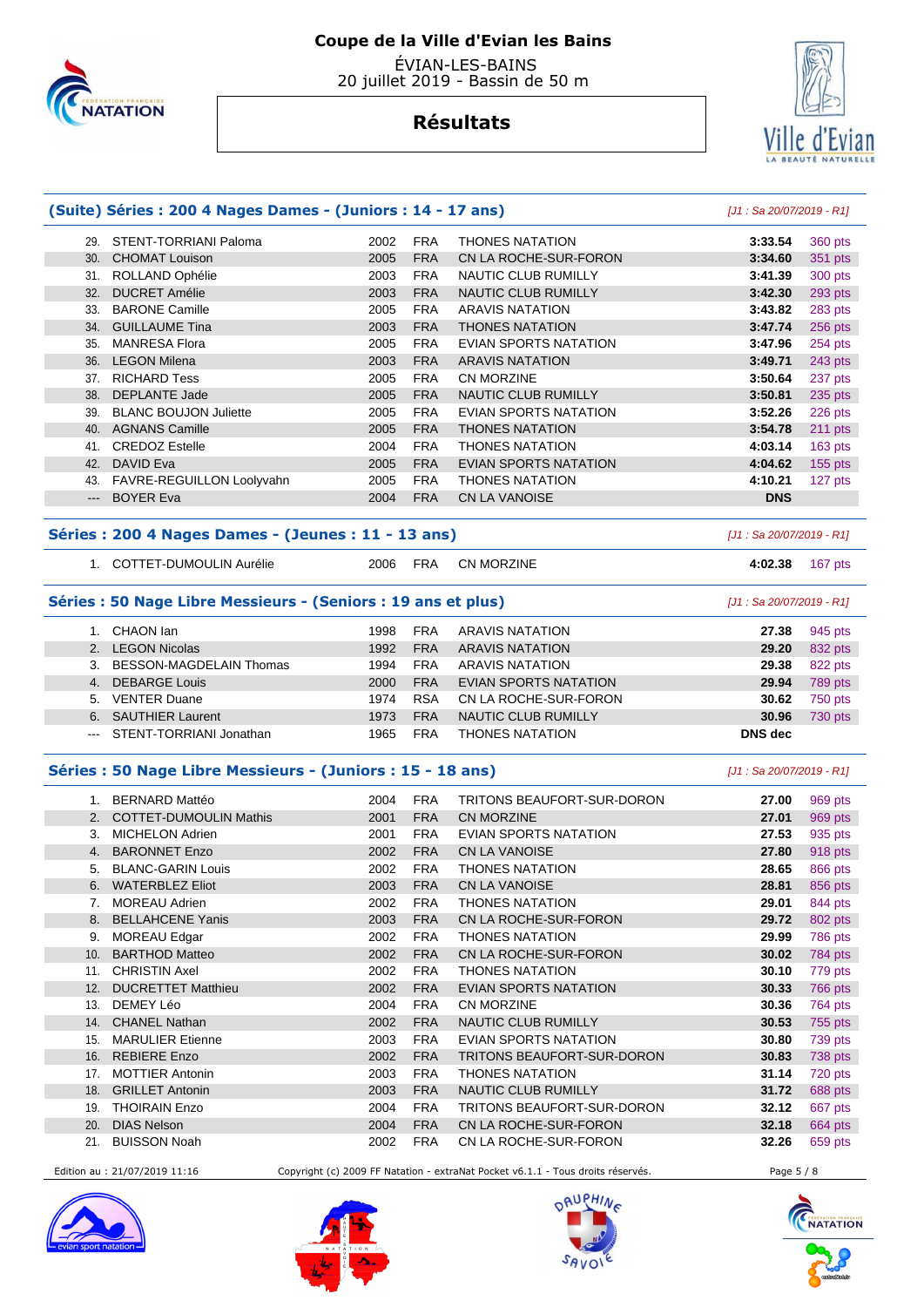# Coupe de la Ville d'Evian les Bains

ÉVIAN-LES-BAINS
20 juillet 2019 - Bassin de 50 m

## Résultats

### (Suite) Séries : 200 4 Nages Dames - (Juniors : 14 - 17 ans)

*[J1 : Sa 20/07/2019 - R1]*

| | | | | | | |
|---|---|---|---|---|---|---|
| 29. | STENT-TORRIANI Paloma | 2002 | FRA | THONES NATATION | 3:33.54 | 360 pts |
| 30. | CHOMAT Louison | 2005 | FRA | CN LA ROCHE-SUR-FORON | 3:34.60 | 351 pts |
| 31. | ROLLAND Ophélie | 2003 | FRA | NAUTIC CLUB RUMILLY | 3:41.39 | 300 pts |
| 32. | DUCRET Amélie | 2003 | FRA | NAUTIC CLUB RUMILLY | 3:42.30 | 293 pts |
| 33. | BARONE Camille | 2005 | FRA | ARAVIS NATATION | 3:43.82 | 283 pts |
| 34. | GUILLAUME Tina | 2003 | FRA | THONES NATATION | 3:47.74 | 256 pts |
| 35. | MANRESA Flora | 2005 | FRA | EVIAN SPORTS NATATION | 3:47.96 | 254 pts |
| 36. | LEGON Milena | 2003 | FRA | ARAVIS NATATION | 3:49.71 | 243 pts |
| 37. | RICHARD Tess | 2005 | FRA | CN MORZINE | 3:50.64 | 237 pts |
| 38. | DEPLANTE Jade | 2005 | FRA | NAUTIC CLUB RUMILLY | 3:50.81 | 235 pts |
| 39. | BLANC BOUJON Juliette | 2005 | FRA | EVIAN SPORTS NATATION | 3:52.26 | 226 pts |
| 40. | AGNANS Camille | 2005 | FRA | THONES NATATION | 3:54.78 | 211 pts |
| 41. | CREDOZ Estelle | 2004 | FRA | THONES NATATION | 4:03.14 | 163 pts |
| 42. | DAVID Eva | 2005 | FRA | EVIAN SPORTS NATATION | 4:04.62 | 155 pts |
| 43. | FAVRE-REGUILLON Loolyvahn | 2005 | FRA | THONES NATATION | 4:10.21 | 127 pts |
| --- | BOYER Eva | 2004 | FRA | CN LA VANOISE | DNS | |

### Séries : 200 4 Nages Dames - (Jeunes : 11 - 13 ans)

*[J1 : Sa 20/07/2019 - R1]*

| | | | | | | |
|---|---|---|---|---|---|---|
| 1. | COTTET-DUMOULIN Aurélie | 2006 | FRA | CN MORZINE | 4:02.38 | 167 pts |

### Séries : 50 Nage Libre Messieurs - (Seniors : 19 ans et plus)

*[J1 : Sa 20/07/2019 - R1]*

| | | | | | | |
|---|---|---|---|---|---|---|
| 1. | CHAON Ian | 1998 | FRA | ARAVIS NATATION | 27.38 | 945 pts |
| 2. | LEGON Nicolas | 1992 | FRA | ARAVIS NATATION | 29.20 | 832 pts |
| 3. | BESSON-MAGDELAIN Thomas | 1994 | FRA | ARAVIS NATATION | 29.38 | 822 pts |
| 4. | DEBARGE Louis | 2000 | FRA | EVIAN SPORTS NATATION | 29.94 | 789 pts |
| 5. | VENTER Duane | 1974 | RSA | CN LA ROCHE-SUR-FORON | 30.62 | 750 pts |
| 6. | SAUTHIER Laurent | 1973 | FRA | NAUTIC CLUB RUMILLY | 30.96 | 730 pts |
| --- | STENT-TORRIANI Jonathan | 1965 | FRA | THONES NATATION | DNS dec | |

### Séries : 50 Nage Libre Messieurs - (Juniors : 15 - 18 ans)

*[J1 : Sa 20/07/2019 - R1]*

| | | | | | | |
|---|---|---|---|---|---|---|
| 1. | BERNARD Mattéo | 2004 | FRA | TRITONS BEAUFORT-SUR-DORON | 27.00 | 969 pts |
| 2. | COTTET-DUMOULIN Mathis | 2001 | FRA | CN MORZINE | 27.01 | 969 pts |
| 3. | MICHELON Adrien | 2001 | FRA | EVIAN SPORTS NATATION | 27.53 | 935 pts |
| 4. | BARONNET Enzo | 2002 | FRA | CN LA VANOISE | 27.80 | 918 pts |
| 5. | BLANC-GARIN Louis | 2002 | FRA | THONES NATATION | 28.65 | 866 pts |
| 6. | WATERBLEZ Eliot | 2003 | FRA | CN LA VANOISE | 28.81 | 856 pts |
| 7. | MOREAU Adrien | 2002 | FRA | THONES NATATION | 29.01 | 844 pts |
| 8. | BELLAHCENE Yanis | 2003 | FRA | CN LA ROCHE-SUR-FORON | 29.72 | 802 pts |
| 9. | MOREAU Edgar | 2002 | FRA | THONES NATATION | 29.99 | 786 pts |
| 10. | BARTHOD Matteo | 2002 | FRA | CN LA ROCHE-SUR-FORON | 30.02 | 784 pts |
| 11. | CHRISTIN Axel | 2002 | FRA | THONES NATATION | 30.10 | 779 pts |
| 12. | DUCRETTET Matthieu | 2002 | FRA | EVIAN SPORTS NATATION | 30.33 | 766 pts |
| 13. | DEMEY Léo | 2004 | FRA | CN MORZINE | 30.36 | 764 pts |
| 14. | CHANEL Nathan | 2002 | FRA | NAUTIC CLUB RUMILLY | 30.53 | 755 pts |
| 15. | MARULIER Etienne | 2003 | FRA | EVIAN SPORTS NATATION | 30.80 | 739 pts |
| 16. | REBIERE Enzo | 2002 | FRA | TRITONS BEAUFORT-SUR-DORON | 30.83 | 738 pts |
| 17. | MOTTIER Antonin | 2003 | FRA | THONES NATATION | 31.14 | 720 pts |
| 18. | GRILLET Antonin | 2003 | FRA | NAUTIC CLUB RUMILLY | 31.72 | 688 pts |
| 19. | THOIRAIN Enzo | 2004 | FRA | TRITONS BEAUFORT-SUR-DORON | 32.12 | 667 pts |
| 20. | DIAS Nelson | 2004 | FRA | CN LA ROCHE-SUR-FORON | 32.18 | 664 pts |
| 21. | BUISSON Noah | 2002 | FRA | CN LA ROCHE-SUR-FORON | 32.26 | 659 pts |

Edition au : 21/07/2019 11:16 — Copyright (c) 2009 FF Natation - extraNat Pocket v6.1.1 - Tous droits réservés.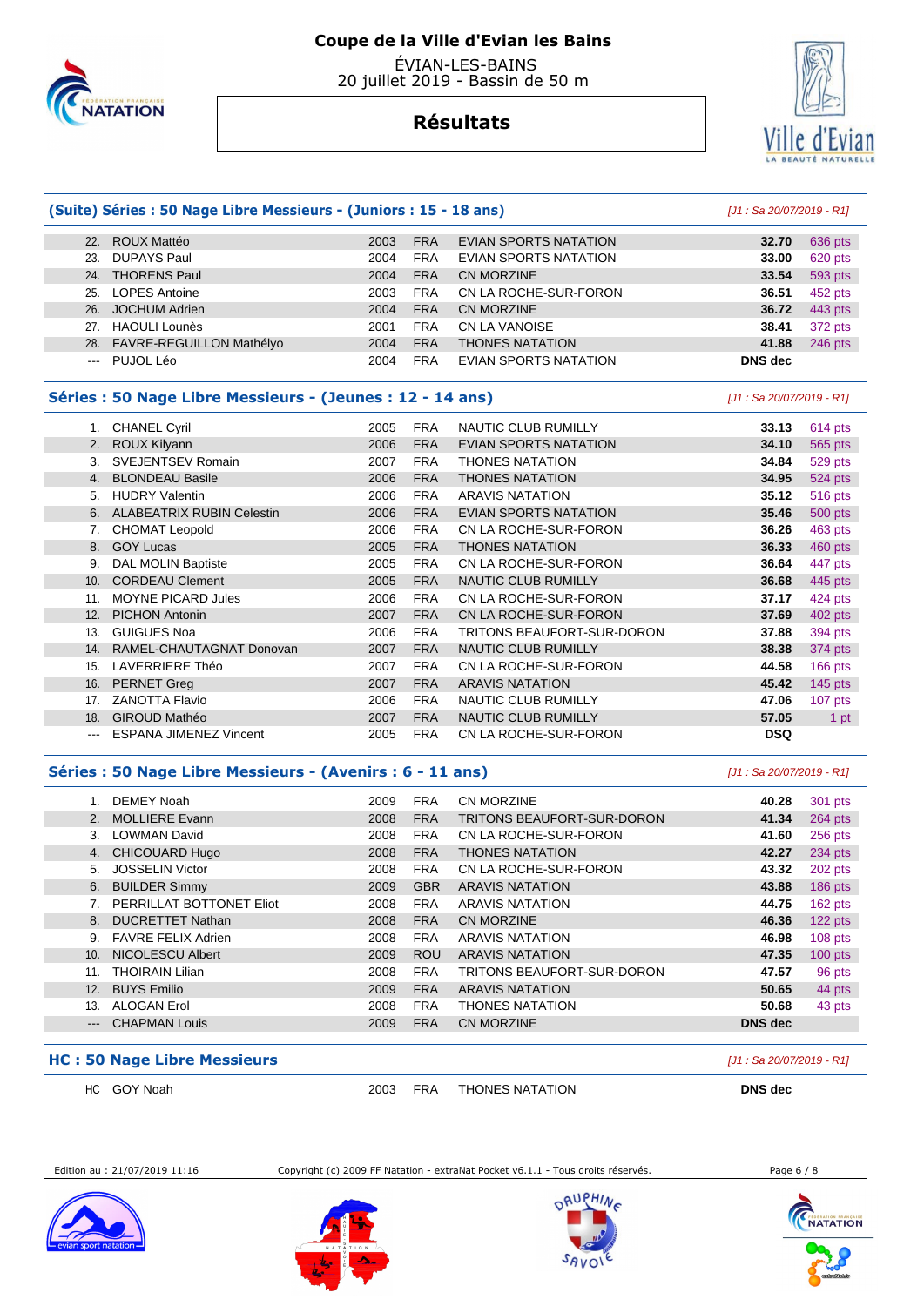# Coupe de la Ville d'Evian les Bains

ÉVIAN-LES-BAINS
20 juillet 2019 - Bassin de 50 m

## Résultats

### (Suite) Séries : 50 Nage Libre Messieurs - (Juniors : 15 - 18 ans)

*[J1 : Sa 20/07/2019 - R1]*

| | Nom | Année | Nat. | Club | Temps | Points |
|---|---|---|---|---|---|---|
| 22. | ROUX Mattéo | 2003 | FRA | EVIAN SPORTS NATATION | 32.70 | 636 pts |
| 23. | DUPAYS Paul | 2004 | FRA | EVIAN SPORTS NATATION | 33.00 | 620 pts |
| 24. | THORENS Paul | 2004 | FRA | CN MORZINE | 33.54 | 593 pts |
| 25. | LOPES Antoine | 2003 | FRA | CN LA ROCHE-SUR-FORON | 36.51 | 452 pts |
| 26. | JOCHUM Adrien | 2004 | FRA | CN MORZINE | 36.72 | 443 pts |
| 27. | HAOULI Lounès | 2001 | FRA | CN LA VANOISE | 38.41 | 372 pts |
| 28. | FAVRE-REGUILLON Mathélyo | 2004 | FRA | THONES NATATION | 41.88 | 246 pts |
| --- | PUJOL Léo | 2004 | FRA | EVIAN SPORTS NATATION | DNS dec | |

### Séries : 50 Nage Libre Messieurs - (Jeunes : 12 - 14 ans)

*[J1 : Sa 20/07/2019 - R1]*

| | Nom | Année | Nat. | Club | Temps | Points |
|---|---|---|---|---|---|---|
| 1. | CHANEL Cyril | 2005 | FRA | NAUTIC CLUB RUMILLY | 33.13 | 614 pts |
| 2. | ROUX Kilyann | 2006 | FRA | EVIAN SPORTS NATATION | 34.10 | 565 pts |
| 3. | SVEJENTSEV Romain | 2007 | FRA | THONES NATATION | 34.84 | 529 pts |
| 4. | BLONDEAU Basile | 2006 | FRA | THONES NATATION | 34.95 | 524 pts |
| 5. | HUDRY Valentin | 2006 | FRA | ARAVIS NATATION | 35.12 | 516 pts |
| 6. | ALABEATRIX RUBIN Celestin | 2006 | FRA | EVIAN SPORTS NATATION | 35.46 | 500 pts |
| 7. | CHOMAT Leopold | 2006 | FRA | CN LA ROCHE-SUR-FORON | 36.26 | 463 pts |
| 8. | GOY Lucas | 2005 | FRA | THONES NATATION | 36.33 | 460 pts |
| 9. | DAL MOLIN Baptiste | 2005 | FRA | CN LA ROCHE-SUR-FORON | 36.64 | 447 pts |
| 10. | CORDEAU Clement | 2005 | FRA | NAUTIC CLUB RUMILLY | 36.68 | 445 pts |
| 11. | MOYNE PICARD Jules | 2006 | FRA | CN LA ROCHE-SUR-FORON | 37.17 | 424 pts |
| 12. | PICHON Antonin | 2007 | FRA | CN LA ROCHE-SUR-FORON | 37.69 | 402 pts |
| 13. | GUIGUES Noa | 2006 | FRA | TRITONS BEAUFORT-SUR-DORON | 37.88 | 394 pts |
| 14. | RAMEL-CHAUTAGNAT Donovan | 2007 | FRA | NAUTIC CLUB RUMILLY | 38.38 | 374 pts |
| 15. | LAVERRIERE Théo | 2007 | FRA | CN LA ROCHE-SUR-FORON | 44.58 | 166 pts |
| 16. | PERNET Greg | 2007 | FRA | ARAVIS NATATION | 45.42 | 145 pts |
| 17. | ZANOTTA Flavio | 2006 | FRA | NAUTIC CLUB RUMILLY | 47.06 | 107 pts |
| 18. | GIROUD Mathéo | 2007 | FRA | NAUTIC CLUB RUMILLY | 57.05 | 1 pt |
| --- | ESPANA JIMENEZ Vincent | 2005 | FRA | CN LA ROCHE-SUR-FORON | DSQ | |

### Séries : 50 Nage Libre Messieurs - (Avenirs : 6 - 11 ans)

*[J1 : Sa 20/07/2019 - R1]*

| | Nom | Année | Nat. | Club | Temps | Points |
|---|---|---|---|---|---|---|
| 1. | DEMEY Noah | 2009 | FRA | CN MORZINE | 40.28 | 301 pts |
| 2. | MOLLIERE Evann | 2008 | FRA | TRITONS BEAUFORT-SUR-DORON | 41.34 | 264 pts |
| 3. | LOWMAN David | 2008 | FRA | CN LA ROCHE-SUR-FORON | 41.60 | 256 pts |
| 4. | CHICOUARD Hugo | 2008 | FRA | THONES NATATION | 42.27 | 234 pts |
| 5. | JOSSELIN Victor | 2008 | FRA | CN LA ROCHE-SUR-FORON | 43.32 | 202 pts |
| 6. | BUILDER Simmy | 2009 | GBR | ARAVIS NATATION | 43.88 | 186 pts |
| 7. | PERRILLAT BOTTONET Eliot | 2008 | FRA | ARAVIS NATATION | 44.75 | 162 pts |
| 8. | DUCRETTET Nathan | 2008 | FRA | CN MORZINE | 46.36 | 122 pts |
| 9. | FAVRE FELIX Adrien | 2008 | FRA | ARAVIS NATATION | 46.98 | 108 pts |
| 10. | NICOLESCU Albert | 2009 | ROU | ARAVIS NATATION | 47.35 | 100 pts |
| 11. | THOIRAIN Lilian | 2008 | FRA | TRITONS BEAUFORT-SUR-DORON | 47.57 | 96 pts |
| 12. | BUYS Emilio | 2009 | FRA | ARAVIS NATATION | 50.65 | 44 pts |
| 13. | ALOGAN Erol | 2008 | FRA | THONES NATATION | 50.68 | 43 pts |
| --- | CHAPMAN Louis | 2009 | FRA | CN MORZINE | DNS dec | |

### HC : 50 Nage Libre Messieurs

*[J1 : Sa 20/07/2019 - R1]*

| | Nom | Année | Nat. | Club | Temps |
|---|---|---|---|---|---|
| HC | GOY Noah | 2003 | FRA | THONES NATATION | DNS dec |

Edition au : 21/07/2019 11:16 — Copyright (c) 2009 FF Natation - extraNat Pocket v6.1.1 - Tous droits réservés.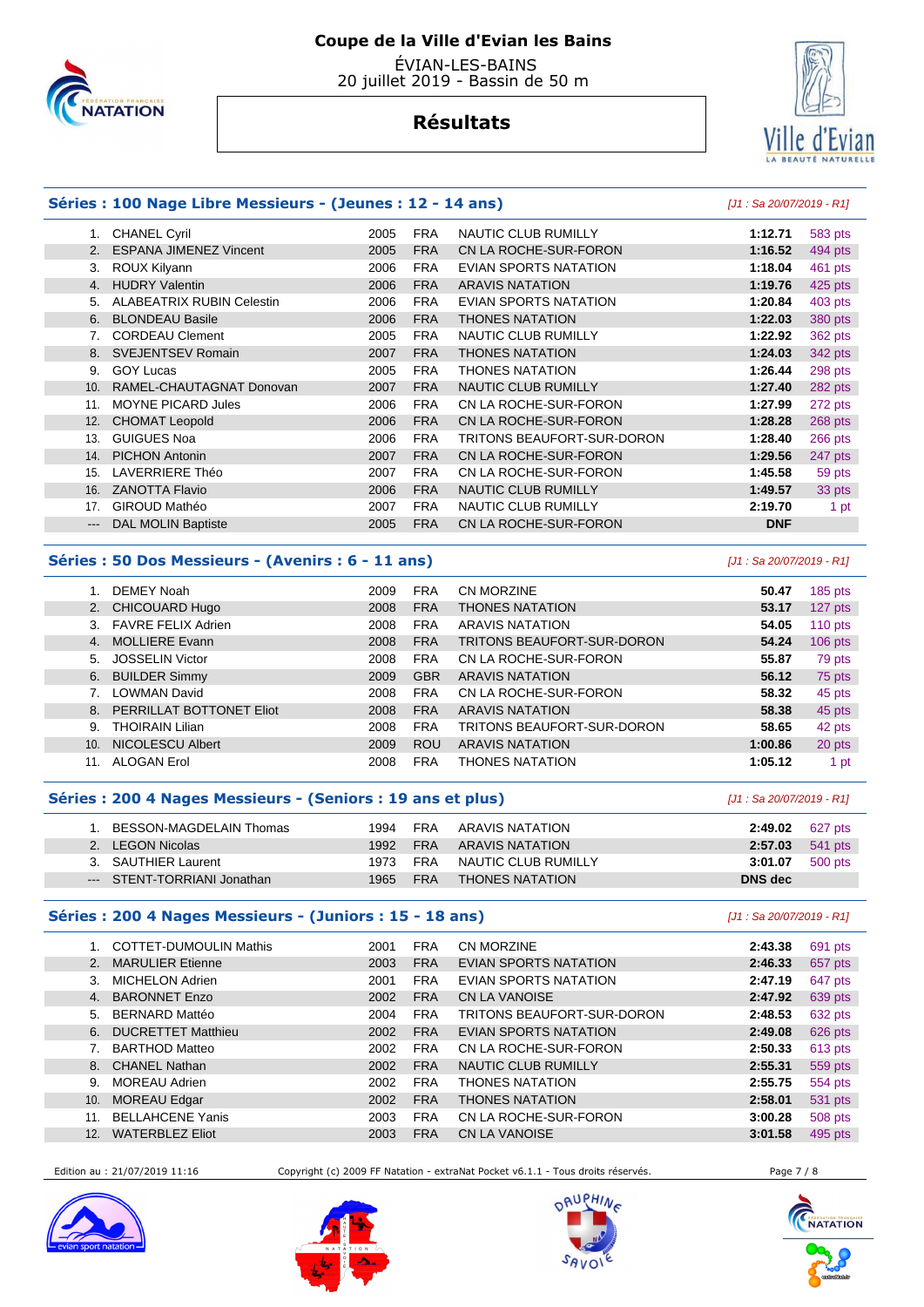# Coupe de la Ville d'Evian les Bains

ÉVIAN-LES-BAINS
20 juillet 2019 - Bassin de 50 m

## Résultats

### Séries : 100 Nage Libre Messieurs - (Jeunes : 12 - 14 ans)

*[J1 : Sa 20/07/2019 - R1]*

| | | | | | | |
|---|---|---|---|---|---|---|
| 1. | CHANEL Cyril | 2005 | FRA | NAUTIC CLUB RUMILLY | **1:12.71** | 583 pts |
| 2. | ESPANA JIMENEZ Vincent | 2005 | FRA | CN LA ROCHE-SUR-FORON | **1:16.52** | 494 pts |
| 3. | ROUX Kilyann | 2006 | FRA | EVIAN SPORTS NATATION | **1:18.04** | 461 pts |
| 4. | HUDRY Valentin | 2006 | FRA | ARAVIS NATATION | **1:19.76** | 425 pts |
| 5. | ALABEATRIX RUBIN Celestin | 2006 | FRA | EVIAN SPORTS NATATION | **1:20.84** | 403 pts |
| 6. | BLONDEAU Basile | 2006 | FRA | THONES NATATION | **1:22.03** | 380 pts |
| 7. | CORDEAU Clement | 2005 | FRA | NAUTIC CLUB RUMILLY | **1:22.92** | 362 pts |
| 8. | SVEJENTSEV Romain | 2007 | FRA | THONES NATATION | **1:24.03** | 342 pts |
| 9. | GOY Lucas | 2005 | FRA | THONES NATATION | **1:26.44** | 298 pts |
| 10. | RAMEL-CHAUTAGNAT Donovan | 2007 | FRA | NAUTIC CLUB RUMILLY | **1:27.40** | 282 pts |
| 11. | MOYNE PICARD Jules | 2006 | FRA | CN LA ROCHE-SUR-FORON | **1:27.99** | 272 pts |
| 12. | CHOMAT Leopold | 2006 | FRA | CN LA ROCHE-SUR-FORON | **1:28.28** | 268 pts |
| 13. | GUIGUES Noa | 2006 | FRA | TRITONS BEAUFORT-SUR-DORON | **1:28.40** | 266 pts |
| 14. | PICHON Antonin | 2007 | FRA | CN LA ROCHE-SUR-FORON | **1:29.56** | 247 pts |
| 15. | LAVERRIERE Théo | 2007 | FRA | CN LA ROCHE-SUR-FORON | **1:45.58** | 59 pts |
| 16. | ZANOTTA Flavio | 2006 | FRA | NAUTIC CLUB RUMILLY | **1:49.57** | 33 pts |
| 17. | GIROUD Mathéo | 2007 | FRA | NAUTIC CLUB RUMILLY | **2:19.70** | 1 pt |
| --- | DAL MOLIN Baptiste | 2005 | FRA | CN LA ROCHE-SUR-FORON | **DNF** | |

### Séries : 50 Dos Messieurs - (Avenirs : 6 - 11 ans)

*[J1 : Sa 20/07/2019 - R1]*

| | | | | | | |
|---|---|---|---|---|---|---|
| 1. | DEMEY Noah | 2009 | FRA | CN MORZINE | **50.47** | 185 pts |
| 2. | CHICOUARD Hugo | 2008 | FRA | THONES NATATION | **53.17** | 127 pts |
| 3. | FAVRE FELIX Adrien | 2008 | FRA | ARAVIS NATATION | **54.05** | 110 pts |
| 4. | MOLLIERE Evann | 2008 | FRA | TRITONS BEAUFORT-SUR-DORON | **54.24** | 106 pts |
| 5. | JOSSELIN Victor | 2008 | FRA | CN LA ROCHE-SUR-FORON | **55.87** | 79 pts |
| 6. | BUILDER Simmy | 2009 | GBR | ARAVIS NATATION | **56.12** | 75 pts |
| 7. | LOWMAN David | 2008 | FRA | CN LA ROCHE-SUR-FORON | **58.32** | 45 pts |
| 8. | PERRILLAT BOTTONET Eliot | 2008 | FRA | ARAVIS NATATION | **58.38** | 45 pts |
| 9. | THOIRAIN Lilian | 2008 | FRA | TRITONS BEAUFORT-SUR-DORON | **58.65** | 42 pts |
| 10. | NICOLESCU Albert | 2009 | ROU | ARAVIS NATATION | **1:00.86** | 20 pts |
| 11. | ALOGAN Erol | 2008 | FRA | THONES NATATION | **1:05.12** | 1 pt |

### Séries : 200 4 Nages Messieurs - (Seniors : 19 ans et plus)

*[J1 : Sa 20/07/2019 - R1]*

| | | | | | | |
|---|---|---|---|---|---|---|
| 1. | BESSON-MAGDELAIN Thomas | 1994 | FRA | ARAVIS NATATION | **2:49.02** | 627 pts |
| 2. | LEGON Nicolas | 1992 | FRA | ARAVIS NATATION | **2:57.03** | 541 pts |
| 3. | SAUTHIER Laurent | 1973 | FRA | NAUTIC CLUB RUMILLY | **3:01.07** | 500 pts |
| --- | STENT-TORRIANI Jonathan | 1965 | FRA | THONES NATATION | **DNS dec** | |

### Séries : 200 4 Nages Messieurs - (Juniors : 15 - 18 ans)

*[J1 : Sa 20/07/2019 - R1]*

| | | | | | | |
|---|---|---|---|---|---|---|
| 1. | COTTET-DUMOULIN Mathis | 2001 | FRA | CN MORZINE | **2:43.38** | 691 pts |
| 2. | MARULIER Etienne | 2003 | FRA | EVIAN SPORTS NATATION | **2:46.33** | 657 pts |
| 3. | MICHELON Adrien | 2001 | FRA | EVIAN SPORTS NATATION | **2:47.19** | 647 pts |
| 4. | BARONNET Enzo | 2002 | FRA | CN LA VANOISE | **2:47.92** | 639 pts |
| 5. | BERNARD Mattéo | 2004 | FRA | TRITONS BEAUFORT-SUR-DORON | **2:48.53** | 632 pts |
| 6. | DUCRETTET Matthieu | 2002 | FRA | EVIAN SPORTS NATATION | **2:49.08** | 626 pts |
| 7. | BARTHOD Matteo | 2002 | FRA | CN LA ROCHE-SUR-FORON | **2:50.33** | 613 pts |
| 8. | CHANEL Nathan | 2002 | FRA | NAUTIC CLUB RUMILLY | **2:55.31** | 559 pts |
| 9. | MOREAU Adrien | 2002 | FRA | THONES NATATION | **2:55.75** | 554 pts |
| 10. | MOREAU Edgar | 2002 | FRA | THONES NATATION | **2:58.01** | 531 pts |
| 11. | BELLAHCENE Yanis | 2003 | FRA | CN LA ROCHE-SUR-FORON | **3:00.28** | 508 pts |
| 12. | WATERBLEZ Eliot | 2003 | FRA | CN LA VANOISE | **3:01.58** | 495 pts |

Edition au : 21/07/2019 11:16 — Copyright (c) 2009 FF Natation - extraNat Pocket v6.1.1 - Tous droits réservés.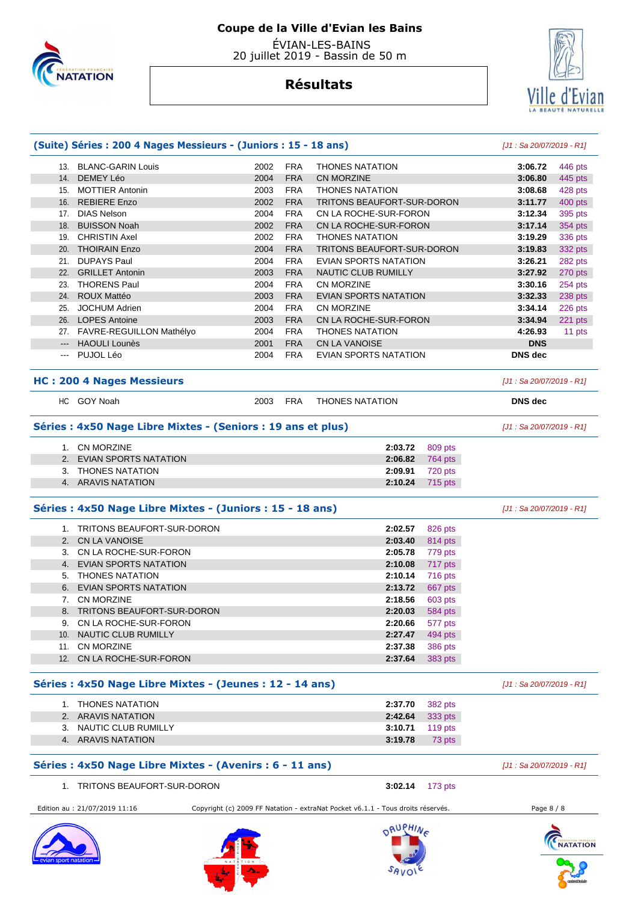# Coupe de la Ville d'Evian les Bains

ÉVIAN-LES-BAINS
20 juillet 2019 - Bassin de 50 m

## Résultats

### (Suite) Séries : 200 4 Nages Messieurs - (Juniors : 15 - 18 ans)

*[J1 : Sa 20/07/2019 - R1]*

| | | | | | | |
|---|---|---|---|---|---|---|
| 13. | BLANC-GARIN Louis | 2002 | FRA | THONES NATATION | **3:06.72** | 446 pts |
| 14. | DEMEY Léo | 2004 | FRA | CN MORZINE | **3:06.80** | 445 pts |
| 15. | MOTTIER Antonin | 2003 | FRA | THONES NATATION | **3:08.68** | 428 pts |
| 16. | REBIERE Enzo | 2002 | FRA | TRITONS BEAUFORT-SUR-DORON | **3:11.77** | 400 pts |
| 17. | DIAS Nelson | 2004 | FRA | CN LA ROCHE-SUR-FORON | **3:12.34** | 395 pts |
| 18. | BUISSON Noah | 2002 | FRA | CN LA ROCHE-SUR-FORON | **3:17.14** | 354 pts |
| 19. | CHRISTIN Axel | 2002 | FRA | THONES NATATION | **3:19.29** | 336 pts |
| 20. | THOIRAIN Enzo | 2004 | FRA | TRITONS BEAUFORT-SUR-DORON | **3:19.83** | 332 pts |
| 21. | DUPAYS Paul | 2004 | FRA | EVIAN SPORTS NATATION | **3:26.21** | 282 pts |
| 22. | GRILLET Antonin | 2003 | FRA | NAUTIC CLUB RUMILLY | **3:27.92** | 270 pts |
| 23. | THORENS Paul | 2004 | FRA | CN MORZINE | **3:30.16** | 254 pts |
| 24. | ROUX Mattéo | 2003 | FRA | EVIAN SPORTS NATATION | **3:32.33** | 238 pts |
| 25. | JOCHUM Adrien | 2004 | FRA | CN MORZINE | **3:34.14** | 226 pts |
| 26. | LOPES Antoine | 2003 | FRA | CN LA ROCHE-SUR-FORON | **3:34.94** | 221 pts |
| 27. | FAVRE-REGUILLON Mathélyo | 2004 | FRA | THONES NATATION | **4:26.93** | 11 pts |
| --- | HAOULI Lounès | 2001 | FRA | CN LA VANOISE | **DNS** | |
| --- | PUJOL Léo | 2004 | FRA | EVIAN SPORTS NATATION | **DNS dec** | |

### HC : 200 4 Nages Messieurs

*[J1 : Sa 20/07/2019 - R1]*

| | | | | | |
|---|---|---|---|---|---|
| HC | GOY Noah | 2003 | FRA | THONES NATATION | **DNS dec** |

### Séries : 4x50 Nage Libre Mixtes - (Seniors : 19 ans et plus)

*[J1 : Sa 20/07/2019 - R1]*

| | | | |
|---|---|---|---|
| 1. | CN MORZINE | **2:03.72** | 809 pts |
| 2. | EVIAN SPORTS NATATION | **2:06.82** | 764 pts |
| 3. | THONES NATATION | **2:09.91** | 720 pts |
| 4. | ARAVIS NATATION | **2:10.24** | 715 pts |

### Séries : 4x50 Nage Libre Mixtes - (Juniors : 15 - 18 ans)

*[J1 : Sa 20/07/2019 - R1]*

| | | | |
|---|---|---|---|
| 1. | TRITONS BEAUFORT-SUR-DORON | **2:02.57** | 826 pts |
| 2. | CN LA VANOISE | **2:03.40** | 814 pts |
| 3. | CN LA ROCHE-SUR-FORON | **2:05.78** | 779 pts |
| 4. | EVIAN SPORTS NATATION | **2:10.08** | 717 pts |
| 5. | THONES NATATION | **2:10.14** | 716 pts |
| 6. | EVIAN SPORTS NATATION | **2:13.72** | 667 pts |
| 7. | CN MORZINE | **2:18.56** | 603 pts |
| 8. | TRITONS BEAUFORT-SUR-DORON | **2:20.03** | 584 pts |
| 9. | CN LA ROCHE-SUR-FORON | **2:20.66** | 577 pts |
| 10. | NAUTIC CLUB RUMILLY | **2:27.47** | 494 pts |
| 11. | CN MORZINE | **2:37.38** | 386 pts |
| 12. | CN LA ROCHE-SUR-FORON | **2:37.64** | 383 pts |

### Séries : 4x50 Nage Libre Mixtes - (Jeunes : 12 - 14 ans)

*[J1 : Sa 20/07/2019 - R1]*

| | | | |
|---|---|---|---|
| 1. | THONES NATATION | **2:37.70** | 382 pts |
| 2. | ARAVIS NATATION | **2:42.64** | 333 pts |
| 3. | NAUTIC CLUB RUMILLY | **3:10.71** | 119 pts |
| 4. | ARAVIS NATATION | **3:19.78** | 73 pts |

### Séries : 4x50 Nage Libre Mixtes - (Avenirs : 6 - 11 ans)

*[J1 : Sa 20/07/2019 - R1]*

| | | | |
|---|---|---|---|
| 1. | TRITONS BEAUFORT-SUR-DORON | **3:02.14** | 173 pts |

Edition au : 21/07/2019 11:16 — Copyright (c) 2009 FF Natation - extraNat Pocket v6.1.1 - Tous droits réservés.